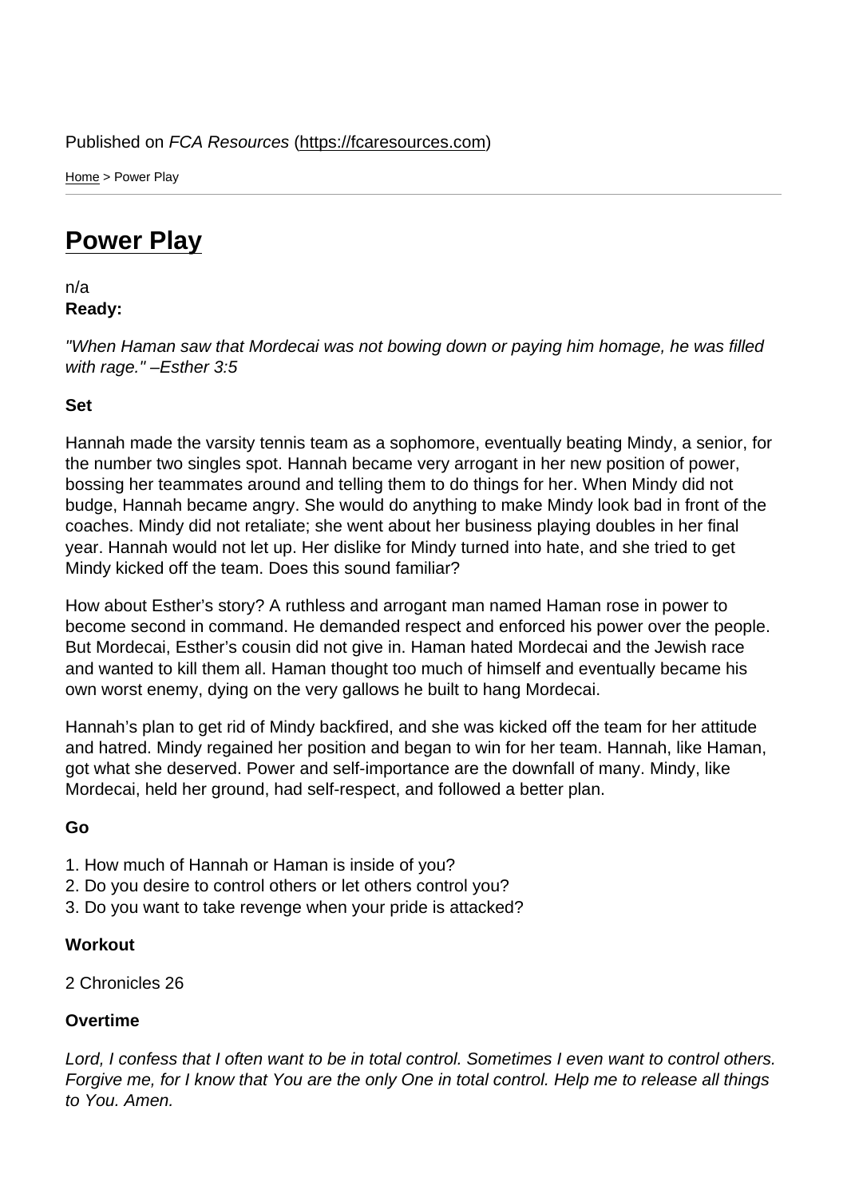Published on *FCA Resources* (https://fcaresources.com)

Home > Power Play

# Power Play

n/a

**Ready:**

*"When Haman saw that Mordecai was not bowing down or paying him homage, he was filled with rage." –Esther 3:5*

**Set**

Hannah made the varsity tennis team as a sophomore, eventually beating Mindy, a senior, for the number two singles spot. Hannah became very arrogant in her new position of power, bossing her teammates around and telling them to do things for her. When Mindy did not budge, Hannah became angry. She would do anything to make Mindy look bad in front of the coaches. Mindy did not retaliate; she went about her business playing doubles in her final year. Hannah would not let up. Her dislike for Mindy turned into hate, and she tried to get Mindy kicked off the team. Does this sound familiar?

How about Esther's story? A ruthless and arrogant man named Haman rose in power to become second in command. He demanded respect and enforced his power over the people. But Mordecai, Esther's cousin did not give in. Haman hated Mordecai and the Jewish race and wanted to kill them all. Haman thought too much of himself and eventually became his own worst enemy, dying on the very gallows he built to hang Mordecai.

Hannah's plan to get rid of Mindy backfired, and she was kicked off the team for her attitude and hatred. Mindy regained her position and began to win for her team. Hannah, like Haman, got what she deserved. Power and self-importance are the downfall of many. Mindy, like Mordecai, held her ground, had self-respect, and followed a better plan.

**Go**

1. How much of Hannah or Haman is inside of you?
2. Do you desire to control others or let others control you?
3. Do you want to take revenge when your pride is attacked?

**Workout**

2 Chronicles 26

**Overtime**

*Lord, I confess that I often want to be in total control. Sometimes I even want to control others. Forgive me, for I know that You are the only One in total control. Help me to release all things to You. Amen.*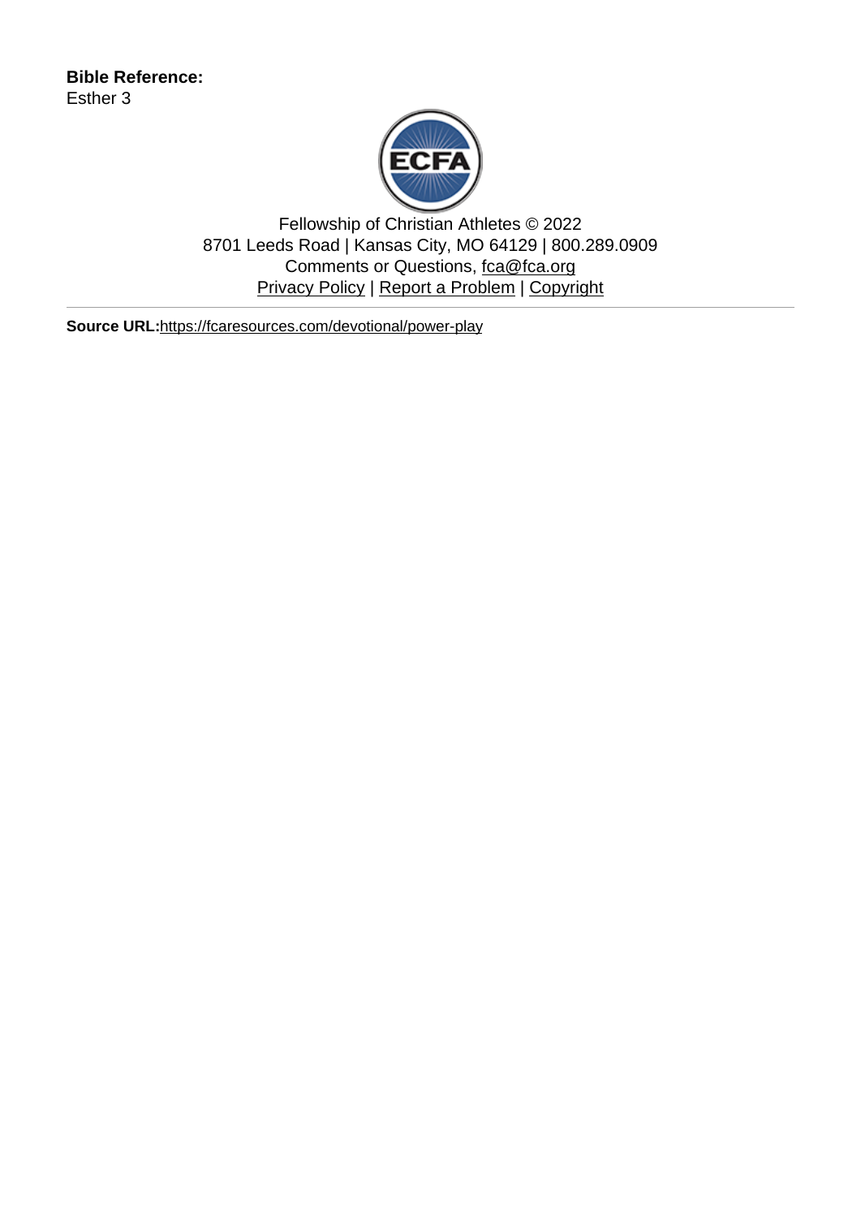**Bible Reference:**
Esther 3

Fellowship of Christian Athletes © 2022
8701 Leeds Road | Kansas City, MO 64129 | 800.289.0909
Comments or Questions, fca@fca.org
Privacy Policy | Report a Problem | Copyright

---

**Source URL:**https://fcaresources.com/devotional/power-play